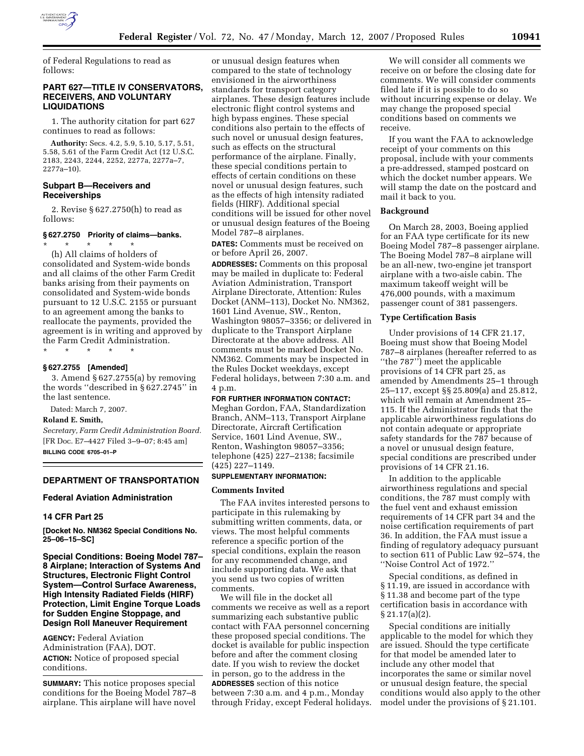of Federal Regulations to read as follows:

## PART 627—TITLE IV CONSERVATORS, RECEIVERS, AND VOLUNTARY LIQUIDATIONS

1. The authority citation for part 627 continues to read as follows:

**Authority:** Secs. 4.2, 5.9, 5.10, 5.17, 5.51, 5.58, 5.61 of the Farm Credit Act (12 U.S.C. 2183, 2243, 2244, 2252, 2277a, 2277a–7, 2277a–10).

### Subpart B—Receivers and Receiverships

2. Revise § 627.2750(h) to read as follows:

#### § 627.2750 Priority of claims—banks.

\* \* \* \* \*

(h) All claims of holders of consolidated and System-wide bonds and all claims of the other Farm Credit banks arising from their payments on consolidated and System-wide bonds pursuant to 12 U.S.C. 2155 or pursuant to an agreement among the banks to reallocate the payments, provided the agreement is in writing and approved by the Farm Credit Administration.

\* \* \* \* \*

#### § 627.2755 [Amended]

3. Amend § 627.2755(a) by removing the words ''described in § 627.2745'' in the last sentence.

Dated: March 7, 2007.

**Roland E. Smith,**

*Secretary, Farm Credit Administration Board.*

[FR Doc. E7–4427 Filed 3–9–07; 8:45 am]

**BILLING CODE 6705–01–P**

## DEPARTMENT OF TRANSPORTATION

### Federal Aviation Administration

### 14 CFR Part 25

**[Docket No. NM362 Special Conditions No. 25–06–15–SC]**

## Special Conditions: Boeing Model 787–8 Airplane; Interaction of Systems And Structures, Electronic Flight Control System—Control Surface Awareness, High Intensity Radiated Fields (HIRF) Protection, Limit Engine Torque Loads for Sudden Engine Stoppage, and Design Roll Maneuver Requirement

**AGENCY:** Federal Aviation Administration (FAA), DOT.

**ACTION:** Notice of proposed special conditions.

**SUMMARY:** This notice proposes special conditions for the Boeing Model 787–8 airplane. This airplane will have novel or unusual design features when compared to the state of technology envisioned in the airworthiness standards for transport category airplanes. These design features include electronic flight control systems and high bypass engines. These special conditions also pertain to the effects of such novel or unusual design features, such as effects on the structural performance of the airplane. Finally, these special conditions pertain to effects of certain conditions on these novel or unusual design features, such as the effects of high intensity radiated fields (HIRF). Additional special conditions will be issued for other novel or unusual design features of the Boeing Model 787–8 airplanes.

**DATES:** Comments must be received on or before April 26, 2007.

**ADDRESSES:** Comments on this proposal may be mailed in duplicate to: Federal Aviation Administration, Transport Airplane Directorate, Attention: Rules Docket (ANM–113), Docket No. NM362, 1601 Lind Avenue, SW., Renton, Washington 98057–3356; or delivered in duplicate to the Transport Airplane Directorate at the above address. All comments must be marked Docket No. NM362. Comments may be inspected in the Rules Docket weekdays, except Federal holidays, between 7:30 a.m. and 4 p.m.

**FOR FURTHER INFORMATION CONTACT:** Meghan Gordon, FAA, Standardization Branch, ANM–113, Transport Airplane Directorate, Aircraft Certification Service, 1601 Lind Avenue, SW., Renton, Washington 98057–3356; telephone (425) 227–2138; facsimile (425) 227–1149.

**SUPPLEMENTARY INFORMATION:**

### Comments Invited

The FAA invites interested persons to participate in this rulemaking by submitting written comments, data, or views. The most helpful comments reference a specific portion of the special conditions, explain the reason for any recommended change, and include supporting data. We ask that you send us two copies of written comments.

We will file in the docket all comments we receive as well as a report summarizing each substantive public contact with FAA personnel concerning these proposed special conditions. The docket is available for public inspection before and after the comment closing date. If you wish to review the docket in person, go to the address in the **ADDRESSES** section of this notice between 7:30 a.m. and 4 p.m., Monday through Friday, except Federal holidays.

We will consider all comments we receive on or before the closing date for comments. We will consider comments filed late if it is possible to do so without incurring expense or delay. We may change the proposed special conditions based on comments we receive.

If you want the FAA to acknowledge receipt of your comments on this proposal, include with your comments a pre-addressed, stamped postcard on which the docket number appears. We will stamp the date on the postcard and mail it back to you.

### Background

On March 28, 2003, Boeing applied for an FAA type certificate for its new Boeing Model 787–8 passenger airplane. The Boeing Model 787–8 airplane will be an all-new, two-engine jet transport airplane with a two-aisle cabin. The maximum takeoff weight will be 476,000 pounds, with a maximum passenger count of 381 passengers.

### Type Certification Basis

Under provisions of 14 CFR 21.17, Boeing must show that Boeing Model 787–8 airplanes (hereafter referred to as ''the 787'') meet the applicable provisions of 14 CFR part 25, as amended by Amendments 25–1 through 25–117, except §§ 25.809(a) and 25.812, which will remain at Amendment 25–115. If the Administrator finds that the applicable airworthiness regulations do not contain adequate or appropriate safety standards for the 787 because of a novel or unusual design feature, special conditions are prescribed under provisions of 14 CFR 21.16.

In addition to the applicable airworthiness regulations and special conditions, the 787 must comply with the fuel vent and exhaust emission requirements of 14 CFR part 34 and the noise certification requirements of part 36. In addition, the FAA must issue a finding of regulatory adequacy pursuant to section 611 of Public Law 92–574, the ''Noise Control Act of 1972.''

Special conditions, as defined in § 11.19, are issued in accordance with § 11.38 and become part of the type certification basis in accordance with § 21.17(a)(2).

Special conditions are initially applicable to the model for which they are issued. Should the type certificate for that model be amended later to include any other model that incorporates the same or similar novel or unusual design feature, the special conditions would also apply to the other model under the provisions of § 21.101.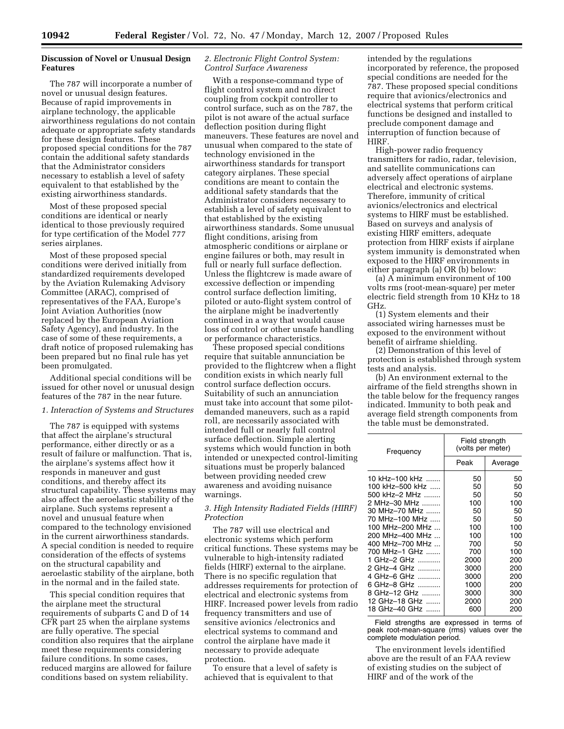**Discussion of Novel or Unusual Design Features**

The 787 will incorporate a number of novel or unusual design features. Because of rapid improvements in airplane technology, the applicable airworthiness regulations do not contain adequate or appropriate safety standards for these design features. These proposed special conditions for the 787 contain the additional safety standards that the Administrator considers necessary to establish a level of safety equivalent to that established by the existing airworthiness standards.

Most of these proposed special conditions are identical or nearly identical to those previously required for type certification of the Model 777 series airplanes.

Most of these proposed special conditions were derived initially from standardized requirements developed by the Aviation Rulemaking Advisory Committee (ARAC), comprised of representatives of the FAA, Europe's Joint Aviation Authorities (now replaced by the European Aviation Safety Agency), and industry. In the case of some of these requirements, a draft notice of proposed rulemaking has been prepared but no final rule has yet been promulgated.

Additional special conditions will be issued for other novel or unusual design features of the 787 in the near future.

*1. Interaction of Systems and Structures*

The 787 is equipped with systems that affect the airplane's structural performance, either directly or as a result of failure or malfunction. That is, the airplane's systems affect how it responds in maneuver and gust conditions, and thereby affect its structural capability. These systems may also affect the aeroelastic stability of the airplane. Such systems represent a novel and unusual feature when compared to the technology envisioned in the current airworthiness standards. A special condition is needed to require consideration of the effects of systems on the structural capability and aeroelastic stability of the airplane, both in the normal and in the failed state.

This special condition requires that the airplane meet the structural requirements of subparts C and D of 14 CFR part 25 when the airplane systems are fully operative. The special condition also requires that the airplane meet these requirements considering failure conditions. In some cases, reduced margins are allowed for failure conditions based on system reliability.

*2. Electronic Flight Control System: Control Surface Awareness*

With a response-command type of flight control system and no direct coupling from cockpit controller to control surface, such as on the 787, the pilot is not aware of the actual surface deflection position during flight maneuvers. These features are novel and unusual when compared to the state of technology envisioned in the airworthiness standards for transport category airplanes. These special conditions are meant to contain the additional safety standards that the Administrator considers necessary to establish a level of safety equivalent to that established by the existing airworthiness standards. Some unusual flight conditions, arising from atmospheric conditions or airplane or engine failures or both, may result in full or nearly full surface deflection. Unless the flightcrew is made aware of excessive deflection or impending control surface deflection limiting, piloted or auto-flight system control of the airplane might be inadvertently continued in a way that would cause loss of control or other unsafe handling or performance characteristics.

These proposed special conditions require that suitable annunciation be provided to the flightcrew when a flight condition exists in which nearly full control surface deflection occurs. Suitability of such an annunciation must take into account that some pilot-demanded maneuvers, such as a rapid roll, are necessarily associated with intended full or nearly full control surface deflection. Simple alerting systems which would function in both intended or unexpected control-limiting situations must be properly balanced between providing needed crew awareness and avoiding nuisance warnings.

*3. High Intensity Radiated Fields (HIRF) Protection*

The 787 will use electrical and electronic systems which perform critical functions. These systems may be vulnerable to high-intensity radiated fields (HIRF) external to the airplane. There is no specific regulation that addresses requirements for protection of electrical and electronic systems from HIRF. Increased power levels from radio frequency transmitters and use of sensitive avionics /electronics and electrical systems to command and control the airplane have made it necessary to provide adequate protection.

To ensure that a level of safety is achieved that is equivalent to that intended by the regulations incorporated by reference, the proposed special conditions are needed for the 787. These proposed special conditions require that avionics/electronics and electrical systems that perform critical functions be designed and installed to preclude component damage and interruption of function because of HIRF.

High-power radio frequency transmitters for radio, radar, television, and satellite communications can adversely affect operations of airplane electrical and electronic systems. Therefore, immunity of critical avionics/electronics and electrical systems to HIRF must be established. Based on surveys and analysis of existing HIRF emitters, adequate protection from HIRF exists if airplane system immunity is demonstrated when exposed to the HIRF environments in either paragraph (a) OR (b) below:

(a) A minimum environment of 100 volts rms (root-mean-square) per meter electric field strength from 10 KHz to 18 GHz.

(1) System elements and their associated wiring harnesses must be exposed to the environment without benefit of airframe shielding.

(2) Demonstration of this level of protection is established through system tests and analysis.

(b) An environment external to the airframe of the field strengths shown in the table below for the frequency ranges indicated. Immunity to both peak and average field strength components from the table must be demonstrated.

| Frequency | Field strength (volts per meter) | |
|---|---|---|
| | Peak | Average |
| 10 kHz–100 kHz | 50 | 50 |
| 100 kHz–500 kHz | 50 | 50 |
| 500 kHz–2 MHz | 50 | 50 |
| 2 MHz–30 MHz | 100 | 100 |
| 30 MHz–70 MHz | 50 | 50 |
| 70 MHz–100 MHz | 50 | 50 |
| 100 MHz–200 MHz | 100 | 100 |
| 200 MHz–400 MHz | 100 | 100 |
| 400 MHz–700 MHz | 700 | 50 |
| 700 MHz–1 GHz | 700 | 100 |
| 1 GHz–2 GHz | 2000 | 200 |
| 2 GHz–4 GHz | 3000 | 200 |
| 4 GHz–6 GHz | 3000 | 200 |
| 6 GHz–8 GHz | 1000 | 200 |
| 8 GHz–12 GHz | 3000 | 300 |
| 12 GHz–18 GHz | 2000 | 200 |
| 18 GHz–40 GHz | 600 | 200 |

Field strengths are expressed in terms of peak root-mean-square (rms) values over the complete modulation period.

The environment levels identified above are the result of an FAA review of existing studies on the subject of HIRF and of the work of the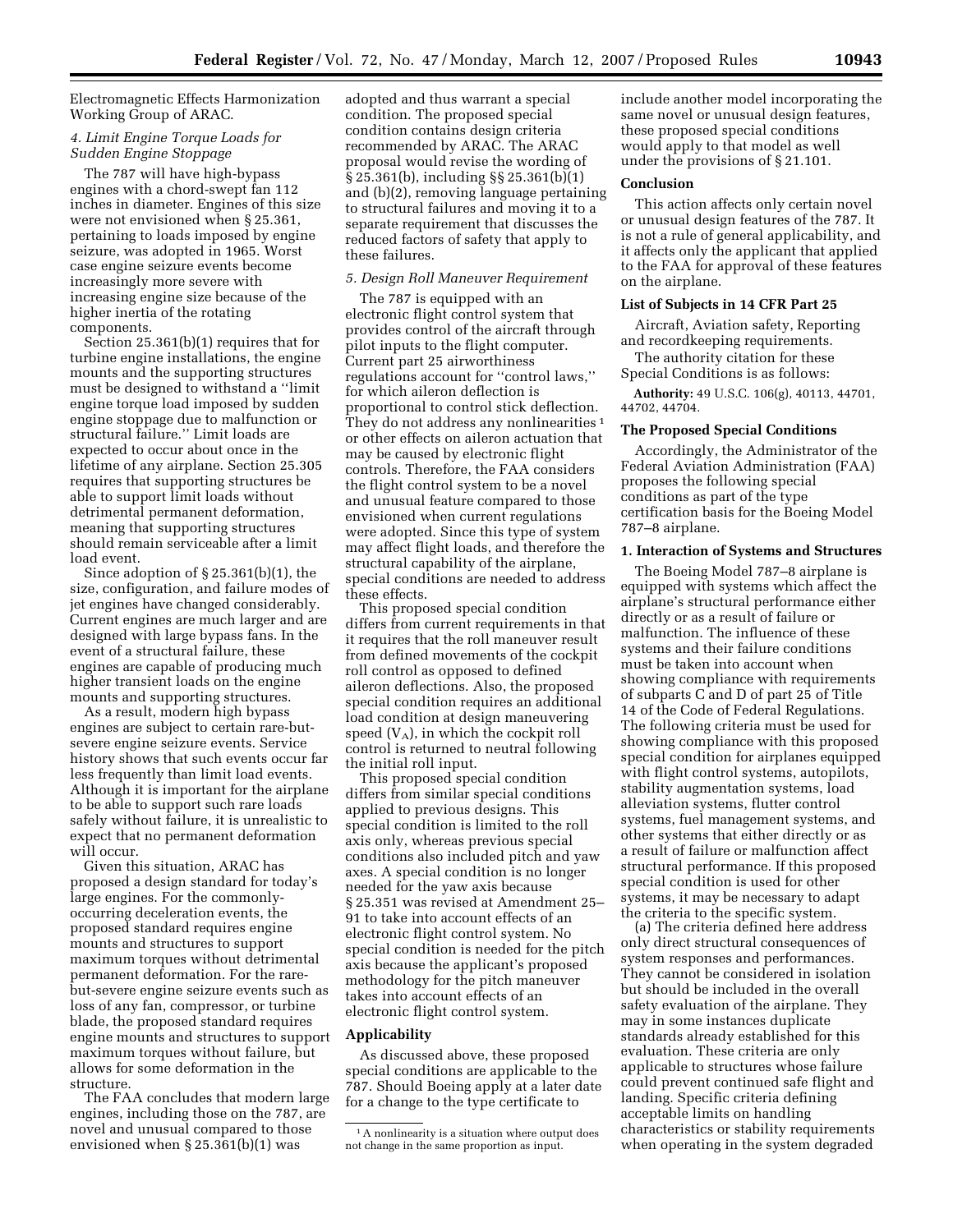Electromagnetic Effects Harmonization Working Group of ARAC.

*4. Limit Engine Torque Loads for Sudden Engine Stoppage*

The 787 will have high-bypass engines with a chord-swept fan 112 inches in diameter. Engines of this size were not envisioned when § 25.361, pertaining to loads imposed by engine seizure, was adopted in 1965. Worst case engine seizure events become increasingly more severe with increasing engine size because of the higher inertia of the rotating components.

Section 25.361(b)(1) requires that for turbine engine installations, the engine mounts and the supporting structures must be designed to withstand a ''limit engine torque load imposed by sudden engine stoppage due to malfunction or structural failure.'' Limit loads are expected to occur about once in the lifetime of any airplane. Section 25.305 requires that supporting structures be able to support limit loads without detrimental permanent deformation, meaning that supporting structures should remain serviceable after a limit load event.

Since adoption of § 25.361(b)(1), the size, configuration, and failure modes of jet engines have changed considerably. Current engines are much larger and are designed with large bypass fans. In the event of a structural failure, these engines are capable of producing much higher transient loads on the engine mounts and supporting structures.

As a result, modern high bypass engines are subject to certain rare-but-severe engine seizure events. Service history shows that such events occur far less frequently than limit load events. Although it is important for the airplane to be able to support such rare loads safely without failure, it is unrealistic to expect that no permanent deformation will occur.

Given this situation, ARAC has proposed a design standard for today's large engines. For the commonly-occurring deceleration events, the proposed standard requires engine mounts and structures to support maximum torques without detrimental permanent deformation. For the rare-but-severe engine seizure events such as loss of any fan, compressor, or turbine blade, the proposed standard requires engine mounts and structures to support maximum torques without failure, but allows for some deformation in the structure.

The FAA concludes that modern large engines, including those on the 787, are novel and unusual compared to those envisioned when § 25.361(b)(1) was adopted and thus warrant a special condition. The proposed special condition contains design criteria recommended by ARAC. The ARAC proposal would revise the wording of § 25.361(b), including §§ 25.361(b)(1) and (b)(2), removing language pertaining to structural failures and moving it to a separate requirement that discusses the reduced factors of safety that apply to these failures.

*5. Design Roll Maneuver Requirement*

The 787 is equipped with an electronic flight control system that provides control of the aircraft through pilot inputs to the flight computer. Current part 25 airworthiness regulations account for ''control laws,'' for which aileron deflection is proportional to control stick deflection. They do not address any nonlinearities [1] or other effects on aileron actuation that may be caused by electronic flight controls. Therefore, the FAA considers the flight control system to be a novel and unusual feature compared to those envisioned when current regulations were adopted. Since this type of system may affect flight loads, and therefore the structural capability of the airplane, special conditions are needed to address these effects.

This proposed special condition differs from current requirements in that it requires that the roll maneuver result from defined movements of the cockpit roll control as opposed to defined aileron deflections. Also, the proposed special condition requires an additional load condition at design maneuvering speed ($V_A$), in which the cockpit roll control is returned to neutral following the initial roll input.

This proposed special condition differs from similar special conditions applied to previous designs. This special condition is limited to the roll axis only, whereas previous special conditions also included pitch and yaw axes. A special condition is no longer needed for the yaw axis because § 25.351 was revised at Amendment 25–91 to take into account effects of an electronic flight control system. No special condition is needed for the pitch axis because the applicant's proposed methodology for the pitch maneuver takes into account effects of an electronic flight control system.

## Applicability

As discussed above, these proposed special conditions are applicable to the 787. Should Boeing apply at a later date for a change to the type certificate to include another model incorporating the same novel or unusual design features, these proposed special conditions would apply to that model as well under the provisions of § 21.101.

## Conclusion

This action affects only certain novel or unusual design features of the 787. It is not a rule of general applicability, and it affects only the applicant that applied to the FAA for approval of these features on the airplane.

## List of Subjects in 14 CFR Part 25

Aircraft, Aviation safety, Reporting and recordkeeping requirements.

The authority citation for these Special Conditions is as follows:

**Authority:** 49 U.S.C. 106(g), 40113, 44701, 44702, 44704.

## The Proposed Special Conditions

Accordingly, the Administrator of the Federal Aviation Administration (FAA) proposes the following special conditions as part of the type certification basis for the Boeing Model 787–8 airplane.

### 1. Interaction of Systems and Structures

The Boeing Model 787–8 airplane is equipped with systems which affect the airplane's structural performance either directly or as a result of failure or malfunction. The influence of these systems and their failure conditions must be taken into account when showing compliance with requirements of subparts C and D of part 25 of Title 14 of the Code of Federal Regulations. The following criteria must be used for showing compliance with this proposed special condition for airplanes equipped with flight control systems, autopilots, stability augmentation systems, load alleviation systems, flutter control systems, fuel management systems, and other systems that either directly or as a result of failure or malfunction affect structural performance. If this proposed special condition is used for other systems, it may be necessary to adapt the criteria to the specific system.

(a) The criteria defined here address only direct structural consequences of system responses and performances. They cannot be considered in isolation but should be included in the overall safety evaluation of the airplane. They may in some instances duplicate standards already established for this evaluation. These criteria are only applicable to structures whose failure could prevent continued safe flight and landing. Specific criteria defining acceptable limits on handling characteristics or stability requirements when operating in the system degraded

[1] A nonlinearity is a situation where output does not change in the same proportion as input.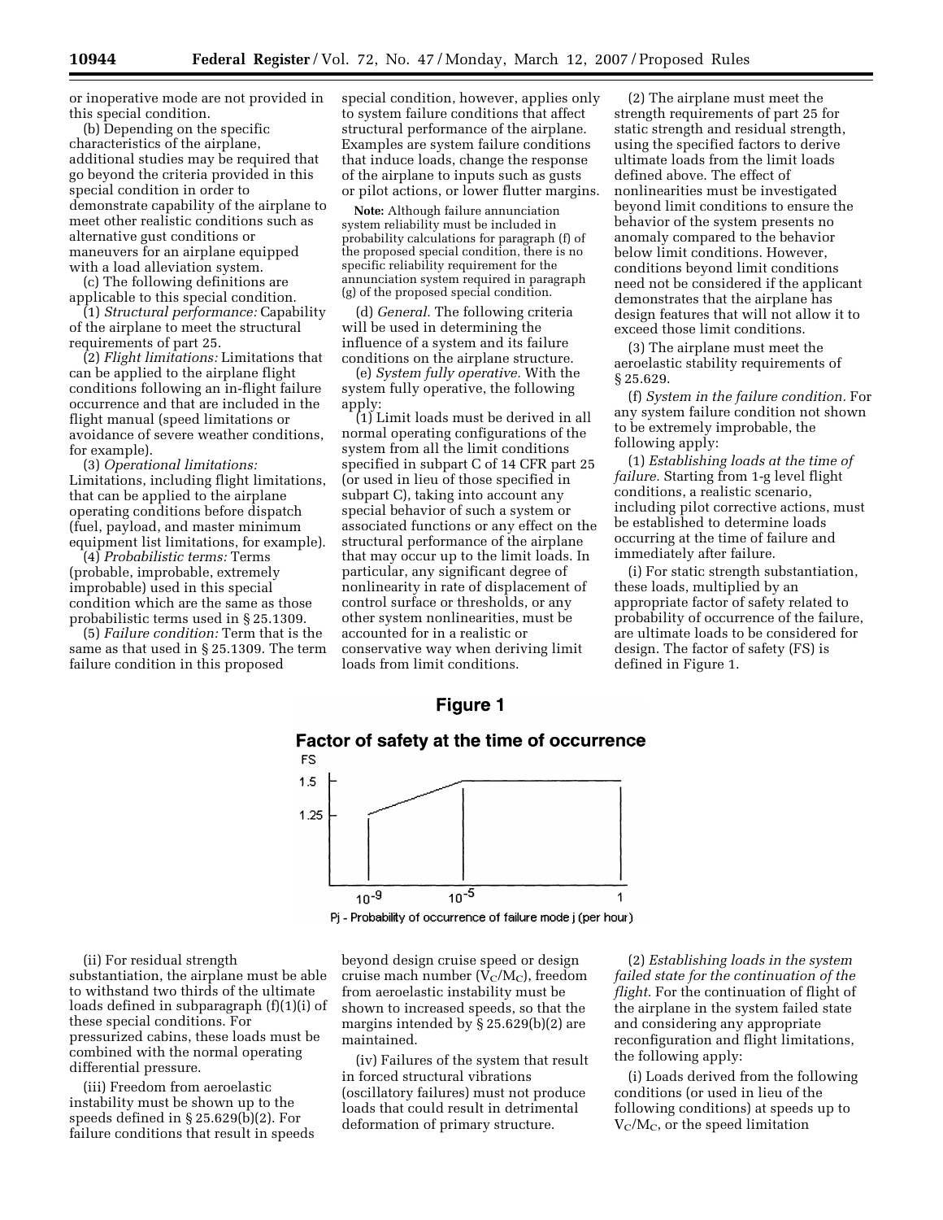or inoperative mode are not provided in this special condition.

(b) Depending on the specific characteristics of the airplane, additional studies may be required that go beyond the criteria provided in this special condition in order to demonstrate capability of the airplane to meet other realistic conditions such as alternative gust conditions or maneuvers for an airplane equipped with a load alleviation system.

(c) The following definitions are applicable to this special condition.

(1) *Structural performance:* Capability of the airplane to meet the structural requirements of part 25.

(2) *Flight limitations:* Limitations that can be applied to the airplane flight conditions following an in-flight failure occurrence and that are included in the flight manual (speed limitations or avoidance of severe weather conditions, for example).

(3) *Operational limitations:* Limitations, including flight limitations, that can be applied to the airplane operating conditions before dispatch (fuel, payload, and master minimum equipment list limitations, for example).

(4) *Probabilistic terms:* Terms (probable, improbable, extremely improbable) used in this special condition which are the same as those probabilistic terms used in § 25.1309.

(5) *Failure condition:* Term that is the same as that used in § 25.1309. The term failure condition in this proposed special condition, however, applies only to system failure conditions that affect structural performance of the airplane. Examples are system failure conditions that induce loads, change the response of the airplane to inputs such as gusts or pilot actions, or lower flutter margins.

**Note:** Although failure annunciation system reliability must be included in probability calculations for paragraph (f) of the proposed special condition, there is no specific reliability requirement for the annunciation system required in paragraph (g) of the proposed special condition.

(d) *General.* The following criteria will be used in determining the influence of a system and its failure conditions on the airplane structure.

(e) *System fully operative.* With the system fully operative, the following apply:

(1) Limit loads must be derived in all normal operating configurations of the system from all the limit conditions specified in subpart C of 14 CFR part 25 (or used in lieu of those specified in subpart C), taking into account any special behavior of such a system or associated functions or any effect on the structural performance of the airplane that may occur up to the limit loads. In particular, any significant degree of nonlinearity in rate of displacement of control surface or thresholds, or any other system nonlinearities, must be accounted for in a realistic or conservative way when deriving limit loads from limit conditions.

(2) The airplane must meet the strength requirements of part 25 for static strength and residual strength, using the specified factors to derive ultimate loads from the limit loads defined above. The effect of nonlinearities must be investigated beyond limit conditions to ensure the behavior of the system presents no anomaly compared to the behavior below limit conditions. However, conditions beyond limit conditions need not be considered if the applicant demonstrates that the airplane has design features that will not allow it to exceed those limit conditions.

(3) The airplane must meet the aeroelastic stability requirements of § 25.629.

(f) *System in the failure condition.* For any system failure condition not shown to be extremely improbable, the following apply:

(1) *Establishing loads at the time of failure.* Starting from 1-g level flight conditions, a realistic scenario, including pilot corrective actions, must be established to determine loads occurring at the time of failure and immediately after failure.

(i) For static strength substantiation, these loads, multiplied by an appropriate factor of safety related to probability of occurrence of the failure, are ultimate loads to be considered for design. The factor of safety (FS) is defined in Figure 1.

**Figure 1**

**Factor of safety at the time of occurrence**

FS: 1.5, 1.25

$10^{-9}$ — $10^{-5}$ — 1

Pj - Probability of occurrence of failure mode j (per hour)

(ii) For residual strength substantiation, the airplane must be able to withstand two thirds of the ultimate loads defined in subparagraph (f)(1)(i) of these special conditions. For pressurized cabins, these loads must be combined with the normal operating differential pressure.

(iii) Freedom from aeroelastic instability must be shown up to the speeds defined in § 25.629(b)(2). For failure conditions that result in speeds beyond design cruise speed or design cruise mach number ($V_C/M_C$), freedom from aeroelastic instability must be shown to increased speeds, so that the margins intended by § 25.629(b)(2) are maintained.

(iv) Failures of the system that result in forced structural vibrations (oscillatory failures) must not produce loads that could result in detrimental deformation of primary structure.

(2) *Establishing loads in the system failed state for the continuation of the flight.* For the continuation of flight of the airplane in the system failed state and considering any appropriate reconfiguration and flight limitations, the following apply:

(i) Loads derived from the following conditions (or used in lieu of the following conditions) at speeds up to $V_C/M_C$, or the speed limitation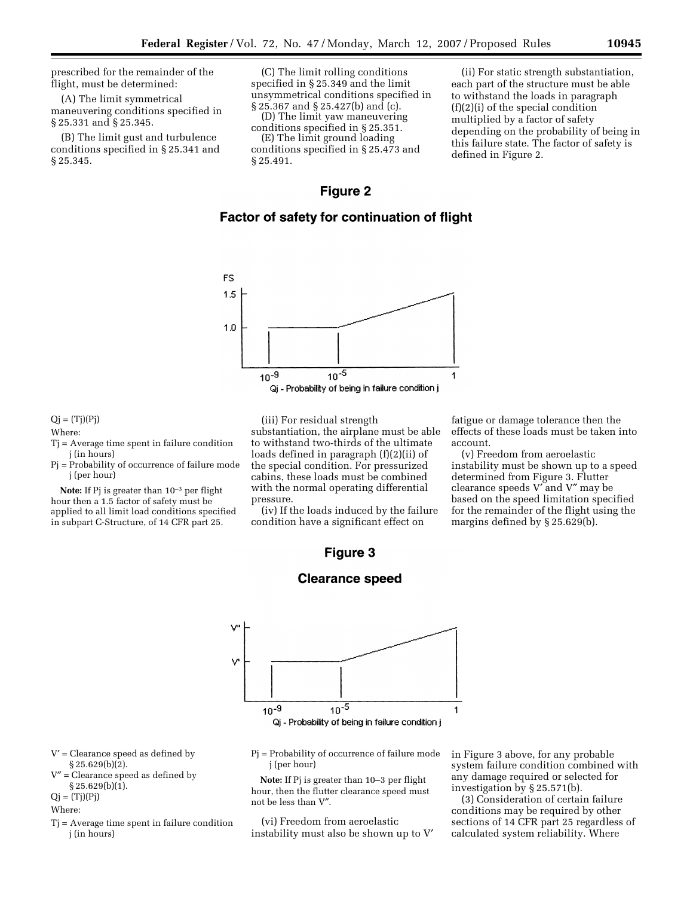prescribed for the remainder of the flight, must be determined:

(A) The limit symmetrical maneuvering conditions specified in § 25.331 and § 25.345.

(B) The limit gust and turbulence conditions specified in § 25.341 and § 25.345.

(C) The limit rolling conditions specified in § 25.349 and the limit unsymmetrical conditions specified in § 25.367 and § 25.427(b) and (c).

(D) The limit yaw maneuvering conditions specified in § 25.351.

(E) The limit ground loading conditions specified in § 25.473 and § 25.491.

(ii) For static strength substantiation, each part of the structure must be able to withstand the loads in paragraph (f)(2)(i) of the special condition multiplied by a factor of safety depending on the probability of being in this failure state. The factor of safety is defined in Figure 2.

**Figure 2**

**Factor of safety for continuation of flight**

FS

1.5

1.0

$10^{-9}$ $10^{-5}$ 1

Qj - Probability of being in failure condition j

Qj = (Tj)(Pj)

Where:

Tj = Average time spent in failure condition j (in hours)

Pj = Probability of occurrence of failure mode j (per hour)

**Note:** If Pj is greater than $10^{-3}$ per flight hour then a 1.5 factor of safety must be applied to all limit load conditions specified in subpart C-Structure, of 14 CFR part 25.

(iii) For residual strength substantiation, the airplane must be able to withstand two-thirds of the ultimate loads defined in paragraph (f)(2)(ii) of the special condition. For pressurized cabins, these loads must be combined with the normal operating differential pressure.

(iv) If the loads induced by the failure condition have a significant effect on fatigue or damage tolerance then the effects of these loads must be taken into account.

(v) Freedom from aeroelastic instability must be shown up to a speed determined from Figure 3. Flutter clearance speeds V′ and V″ may be based on the speed limitation specified for the remainder of the flight using the margins defined by § 25.629(b).

**Figure 3**

**Clearance speed**

V''

V'

$10^{-9}$ $10^{-5}$ 1

Qj - Probability of being in failure condition j

V′ = Clearance speed as defined by § 25.629(b)(2).

V″ = Clearance speed as defined by § 25.629(b)(1).

Qj = (Tj)(Pj)

Where:

Tj = Average time spent in failure condition j (in hours)

Pj = Probability of occurrence of failure mode j (per hour)

**Note:** If Pj is greater than 10–3 per flight hour, then the flutter clearance speed must not be less than V″.

(vi) Freedom from aeroelastic instability must also be shown up to V′ in Figure 3 above, for any probable system failure condition combined with any damage required or selected for investigation by § 25.571(b).

(3) Consideration of certain failure conditions may be required by other sections of 14 CFR part 25 regardless of calculated system reliability. Where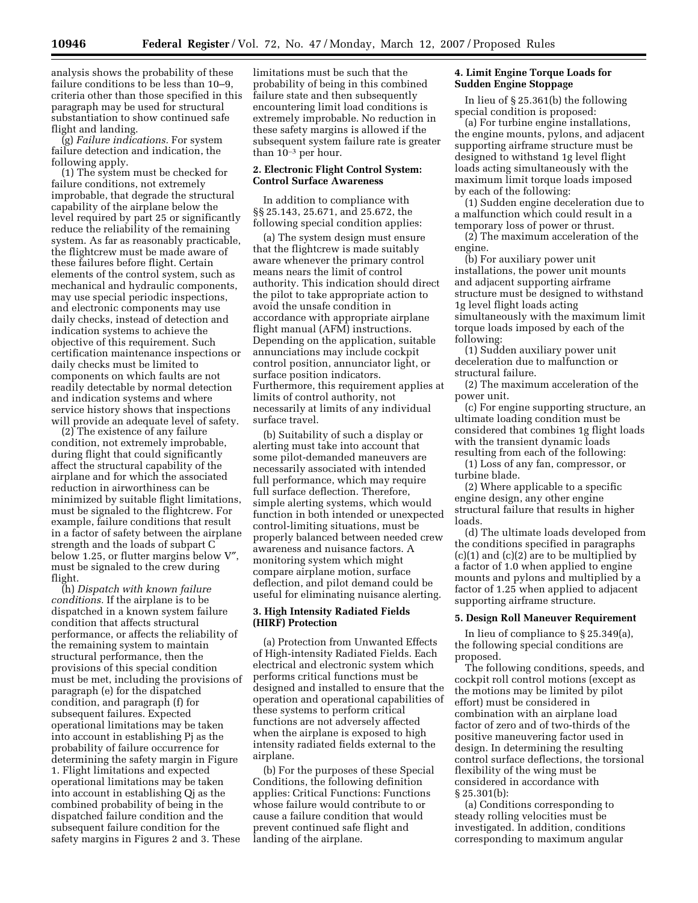analysis shows the probability of these failure conditions to be less than 10–9, criteria other than those specified in this paragraph may be used for structural substantiation to show continued safe flight and landing.

(g) *Failure indications.* For system failure detection and indication, the following apply.

(1) The system must be checked for failure conditions, not extremely improbable, that degrade the structural capability of the airplane below the level required by part 25 or significantly reduce the reliability of the remaining system. As far as reasonably practicable, the flightcrew must be made aware of these failures before flight. Certain elements of the control system, such as mechanical and hydraulic components, may use special periodic inspections, and electronic components may use daily checks, instead of detection and indication systems to achieve the objective of this requirement. Such certification maintenance inspections or daily checks must be limited to components on which faults are not readily detectable by normal detection and indication systems and where service history shows that inspections will provide an adequate level of safety.

(2) The existence of any failure condition, not extremely improbable, during flight that could significantly affect the structural capability of the airplane and for which the associated reduction in airworthiness can be minimized by suitable flight limitations, must be signaled to the flightcrew. For example, failure conditions that result in a factor of safety between the airplane strength and the loads of subpart C below 1.25, or flutter margins below V″, must be signaled to the crew during flight.

(h) *Dispatch with known failure conditions.* If the airplane is to be dispatched in a known system failure condition that affects structural performance, or affects the reliability of the remaining system to maintain structural performance, then the provisions of this special condition must be met, including the provisions of paragraph (e) for the dispatched condition, and paragraph (f) for subsequent failures. Expected operational limitations may be taken into account in establishing Pj as the probability of failure occurrence for determining the safety margin in Figure 1. Flight limitations and expected operational limitations may be taken into account in establishing Qj as the combined probability of being in the dispatched failure condition and the subsequent failure condition for the safety margins in Figures 2 and 3. These limitations must be such that the probability of being in this combined failure state and then subsequently encountering limit load conditions is extremely improbable. No reduction in these safety margins is allowed if the subsequent system failure rate is greater than $10^{-3}$ per hour.

**2. Electronic Flight Control System: Control Surface Awareness**

In addition to compliance with §§ 25.143, 25.671, and 25.672, the following special condition applies:

(a) The system design must ensure that the flightcrew is made suitably aware whenever the primary control means nears the limit of control authority. This indication should direct the pilot to take appropriate action to avoid the unsafe condition in accordance with appropriate airplane flight manual (AFM) instructions. Depending on the application, suitable annunciations may include cockpit control position, annunciator light, or surface position indicators. Furthermore, this requirement applies at limits of control authority, not necessarily at limits of any individual surface travel.

(b) Suitability of such a display or alerting must take into account that some pilot-demanded maneuvers are necessarily associated with intended full performance, which may require full surface deflection. Therefore, simple alerting systems, which would function in both intended or unexpected control-limiting situations, must be properly balanced between needed crew awareness and nuisance factors. A monitoring system which might compare airplane motion, surface deflection, and pilot demand could be useful for eliminating nuisance alerting.

**3. High Intensity Radiated Fields (HIRF) Protection**

(a) Protection from Unwanted Effects of High-intensity Radiated Fields. Each electrical and electronic system which performs critical functions must be designed and installed to ensure that the operation and operational capabilities of these systems to perform critical functions are not adversely affected when the airplane is exposed to high intensity radiated fields external to the airplane.

(b) For the purposes of these Special Conditions, the following definition applies: Critical Functions: Functions whose failure would contribute to or cause a failure condition that would prevent continued safe flight and landing of the airplane.

**4. Limit Engine Torque Loads for Sudden Engine Stoppage**

In lieu of § 25.361(b) the following special condition is proposed:

(a) For turbine engine installations, the engine mounts, pylons, and adjacent supporting airframe structure must be designed to withstand 1g level flight loads acting simultaneously with the maximum limit torque loads imposed by each of the following:

(1) Sudden engine deceleration due to a malfunction which could result in a temporary loss of power or thrust.

(2) The maximum acceleration of the engine.

(b) For auxiliary power unit installations, the power unit mounts and adjacent supporting airframe structure must be designed to withstand 1g level flight loads acting simultaneously with the maximum limit torque loads imposed by each of the following:

(1) Sudden auxiliary power unit deceleration due to malfunction or structural failure.

(2) The maximum acceleration of the power unit.

(c) For engine supporting structure, an ultimate loading condition must be considered that combines 1g flight loads with the transient dynamic loads resulting from each of the following:

(1) Loss of any fan, compressor, or turbine blade.

(2) Where applicable to a specific engine design, any other engine structural failure that results in higher loads.

(d) The ultimate loads developed from the conditions specified in paragraphs (c)(1) and (c)(2) are to be multiplied by a factor of 1.0 when applied to engine mounts and pylons and multiplied by a factor of 1.25 when applied to adjacent supporting airframe structure.

**5. Design Roll Maneuver Requirement**

In lieu of compliance to § 25.349(a), the following special conditions are proposed.

The following conditions, speeds, and cockpit roll control motions (except as the motions may be limited by pilot effort) must be considered in combination with an airplane load factor of zero and of two-thirds of the positive maneuvering factor used in design. In determining the resulting control surface deflections, the torsional flexibility of the wing must be considered in accordance with § 25.301(b):

(a) Conditions corresponding to steady rolling velocities must be investigated. In addition, conditions corresponding to maximum angular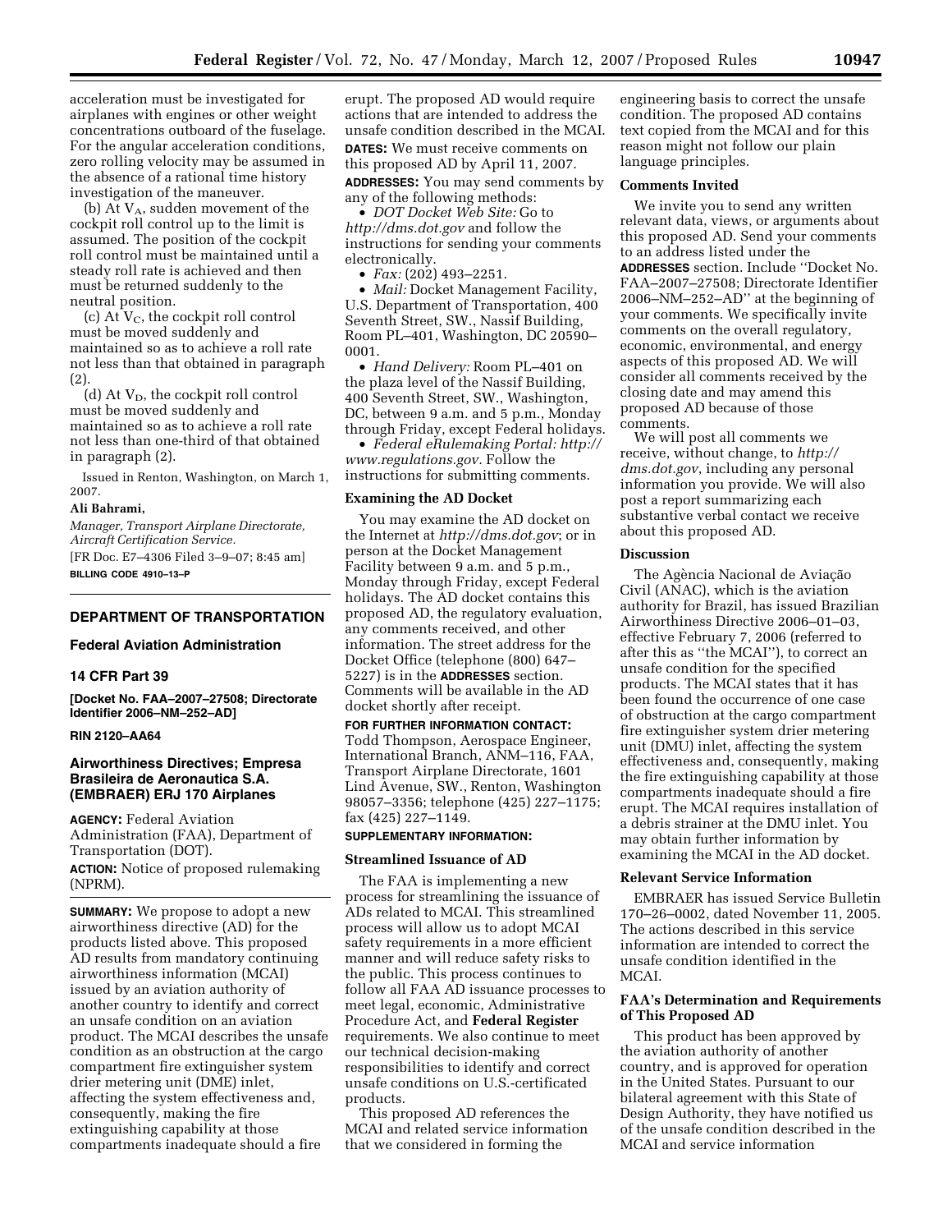acceleration must be investigated for airplanes with engines or other weight concentrations outboard of the fuselage. For the angular acceleration conditions, zero rolling velocity may be assumed in the absence of a rational time history investigation of the maneuver.

(b) At $V_A$, sudden movement of the cockpit roll control up to the limit is assumed. The position of the cockpit roll control must be maintained until a steady roll rate is achieved and then must be returned suddenly to the neutral position.

(c) At $V_C$, the cockpit roll control must be moved suddenly and maintained so as to achieve a roll rate not less than that obtained in paragraph (2).

(d) At $V_D$, the cockpit roll control must be moved suddenly and maintained so as to achieve a roll rate not less than one-third of that obtained in paragraph (2).

Issued in Renton, Washington, on March 1, 2007.

**Ali Bahrami,**

*Manager, Transport Airplane Directorate, Aircraft Certification Service.*

[FR Doc. E7–4306 Filed 3–9–07; 8:45 am]

**BILLING CODE 4910–13–P**

---

## DEPARTMENT OF TRANSPORTATION

### Federal Aviation Administration

### 14 CFR Part 39

**[Docket No. FAA–2007–27508; Directorate Identifier 2006–NM–252–AD]**

**RIN 2120–AA64**

## Airworthiness Directives; Empresa Brasileira de Aeronautica S.A. (EMBRAER) ERJ 170 Airplanes

**AGENCY:** Federal Aviation Administration (FAA), Department of Transportation (DOT).

**ACTION:** Notice of proposed rulemaking (NPRM).

**SUMMARY:** We propose to adopt a new airworthiness directive (AD) for the products listed above. This proposed AD results from mandatory continuing airworthiness information (MCAI) issued by an aviation authority of another country to identify and correct an unsafe condition on an aviation product. The MCAI describes the unsafe condition as an obstruction at the cargo compartment fire extinguisher system drier metering unit (DME) inlet, affecting the system effectiveness and, consequently, making the fire extinguishing capability at those compartments inadequate should a fire erupt. The proposed AD would require actions that are intended to address the unsafe condition described in the MCAI.

**DATES:** We must receive comments on this proposed AD by April 11, 2007.

**ADDRESSES:** You may send comments by any of the following methods:

- *DOT Docket Web Site:* Go to *http://dms.dot.gov* and follow the instructions for sending your comments electronically.
- *Fax:* (202) 493–2251.
- *Mail:* Docket Management Facility, U.S. Department of Transportation, 400 Seventh Street, SW., Nassif Building, Room PL–401, Washington, DC 20590–0001.
- *Hand Delivery:* Room PL–401 on the plaza level of the Nassif Building, 400 Seventh Street, SW., Washington, DC, between 9 a.m. and 5 p.m., Monday through Friday, except Federal holidays.
- *Federal eRulemaking Portal: http://www.regulations.gov.* Follow the instructions for submitting comments.

### Examining the AD Docket

You may examine the AD docket on the Internet at *http://dms.dot.gov*; or in person at the Docket Management Facility between 9 a.m. and 5 p.m., Monday through Friday, except Federal holidays. The AD docket contains this proposed AD, the regulatory evaluation, any comments received, and other information. The street address for the Docket Office (telephone (800) 647–5227) is in the **ADDRESSES** section. Comments will be available in the AD docket shortly after receipt.

**FOR FURTHER INFORMATION CONTACT:** Todd Thompson, Aerospace Engineer, International Branch, ANM–116, FAA, Transport Airplane Directorate, 1601 Lind Avenue, SW., Renton, Washington 98057–3356; telephone (425) 227–1175; fax (425) 227–1149.

**SUPPLEMENTARY INFORMATION:**

### Streamlined Issuance of AD

The FAA is implementing a new process for streamlining the issuance of ADs related to MCAI. This streamlined process will allow us to adopt MCAI safety requirements in a more efficient manner and will reduce safety risks to the public. This process continues to follow all FAA AD issuance processes to meet legal, economic, Administrative Procedure Act, and **Federal Register** requirements. We also continue to meet our technical decision-making responsibilities to identify and correct unsafe conditions on U.S.-certificated products.

This proposed AD references the MCAI and related service information that we considered in forming the engineering basis to correct the unsafe condition. The proposed AD contains text copied from the MCAI and for this reason might not follow our plain language principles.

### Comments Invited

We invite you to send any written relevant data, views, or arguments about this proposed AD. Send your comments to an address listed under the **ADDRESSES** section. Include ''Docket No. FAA–2007–27508; Directorate Identifier 2006–NM–252–AD'' at the beginning of your comments. We specifically invite comments on the overall regulatory, economic, environmental, and energy aspects of this proposed AD. We will consider all comments received by the closing date and may amend this proposed AD because of those comments.

We will post all comments we receive, without change, to *http://dms.dot.gov*, including any personal information you provide. We will also post a report summarizing each substantive verbal contact we receive about this proposed AD.

### Discussion

The Agència Nacional de Aviação Civil (ANAC), which is the aviation authority for Brazil, has issued Brazilian Airworthiness Directive 2006–01–03, effective February 7, 2006 (referred to after this as ''the MCAI''), to correct an unsafe condition for the specified products. The MCAI states that it has been found the occurrence of one case of obstruction at the cargo compartment fire extinguisher system drier metering unit (DMU) inlet, affecting the system effectiveness and, consequently, making the fire extinguishing capability at those compartments inadequate should a fire erupt. The MCAI requires installation of a debris strainer at the DMU inlet. You may obtain further information by examining the MCAI in the AD docket.

### Relevant Service Information

EMBRAER has issued Service Bulletin 170–26–0002, dated November 11, 2005. The actions described in this service information are intended to correct the unsafe condition identified in the MCAI.

### FAA's Determination and Requirements of This Proposed AD

This product has been approved by the aviation authority of another country, and is approved for operation in the United States. Pursuant to our bilateral agreement with this State of Design Authority, they have notified us of the unsafe condition described in the MCAI and service information